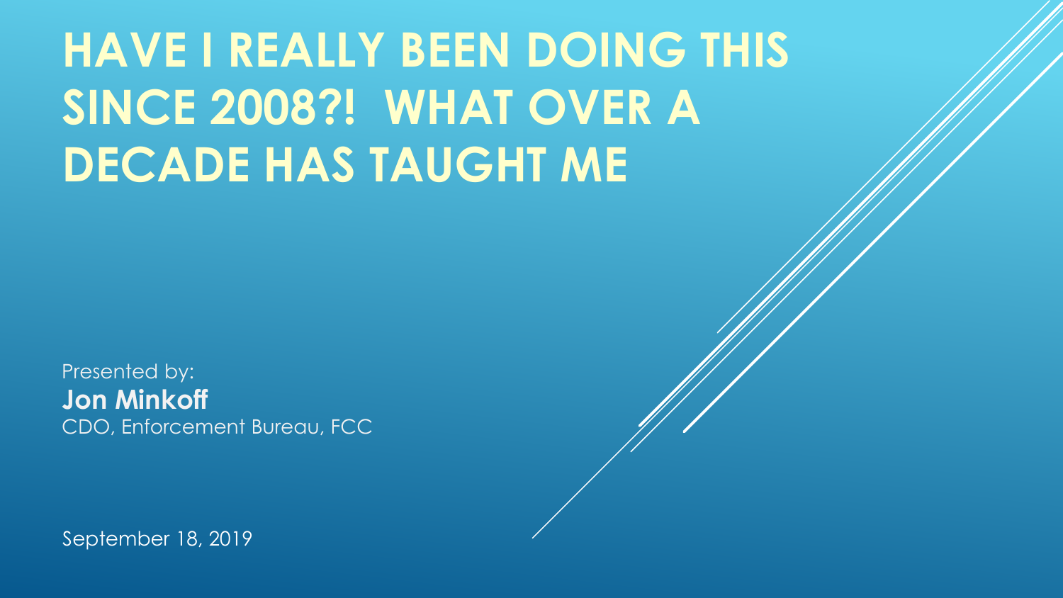# HAVE I REALLY BEEN DOING THIS SINCE 2008?! WHAT OVER A DECADE HAS TAUGHT ME

Presented by:
**Jon Minkoff**
CDO, Enforcement Bureau, FCC

September 18, 2019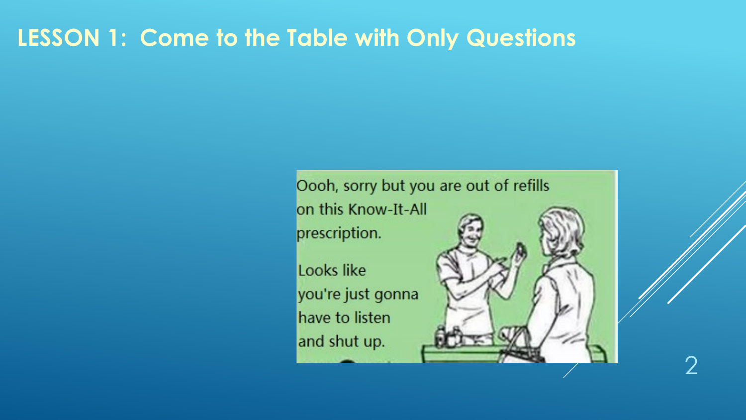# LESSON 1: Come to the Table with Only Questions

Oooh, sorry but you are out of refills on this Know-It-All prescription.

Looks like you're just gonna have to listen and shut up.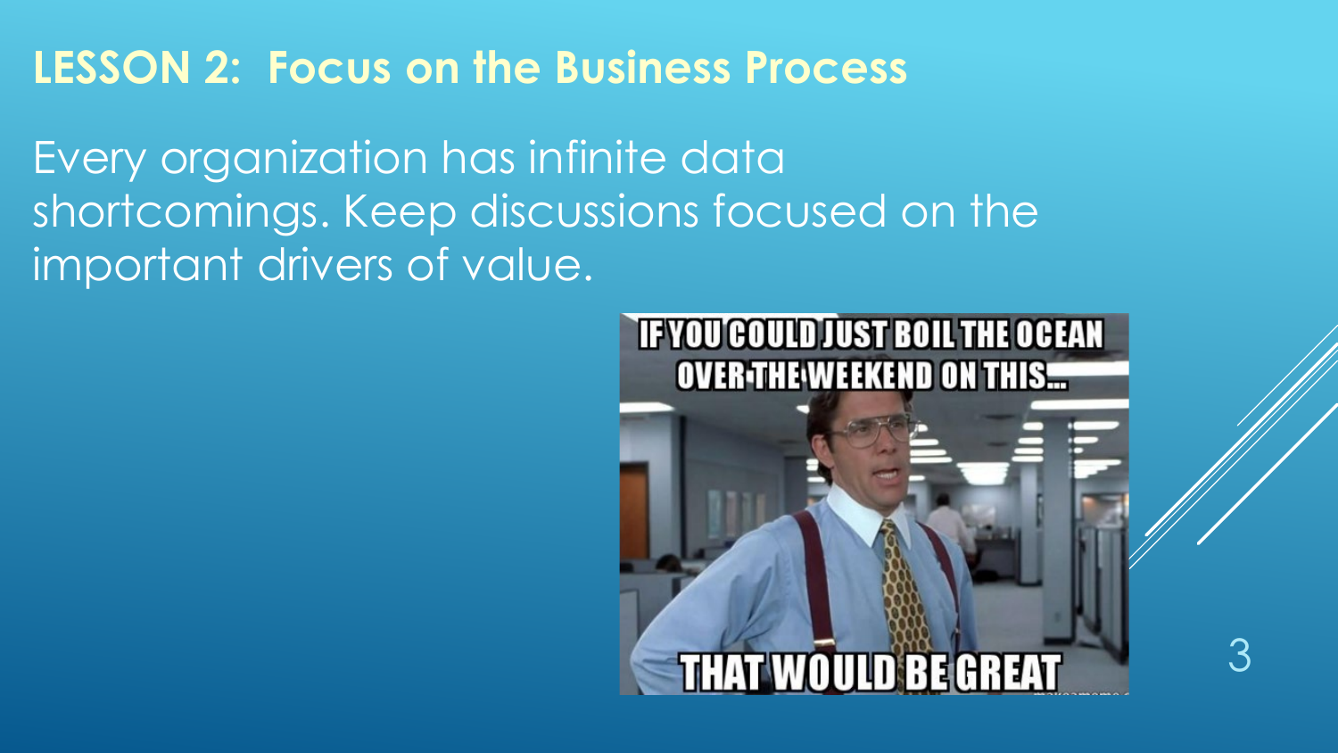## LESSON 2: Focus on the Business Process

Every organization has infinite data shortcomings. Keep discussions focused on the important drivers of value.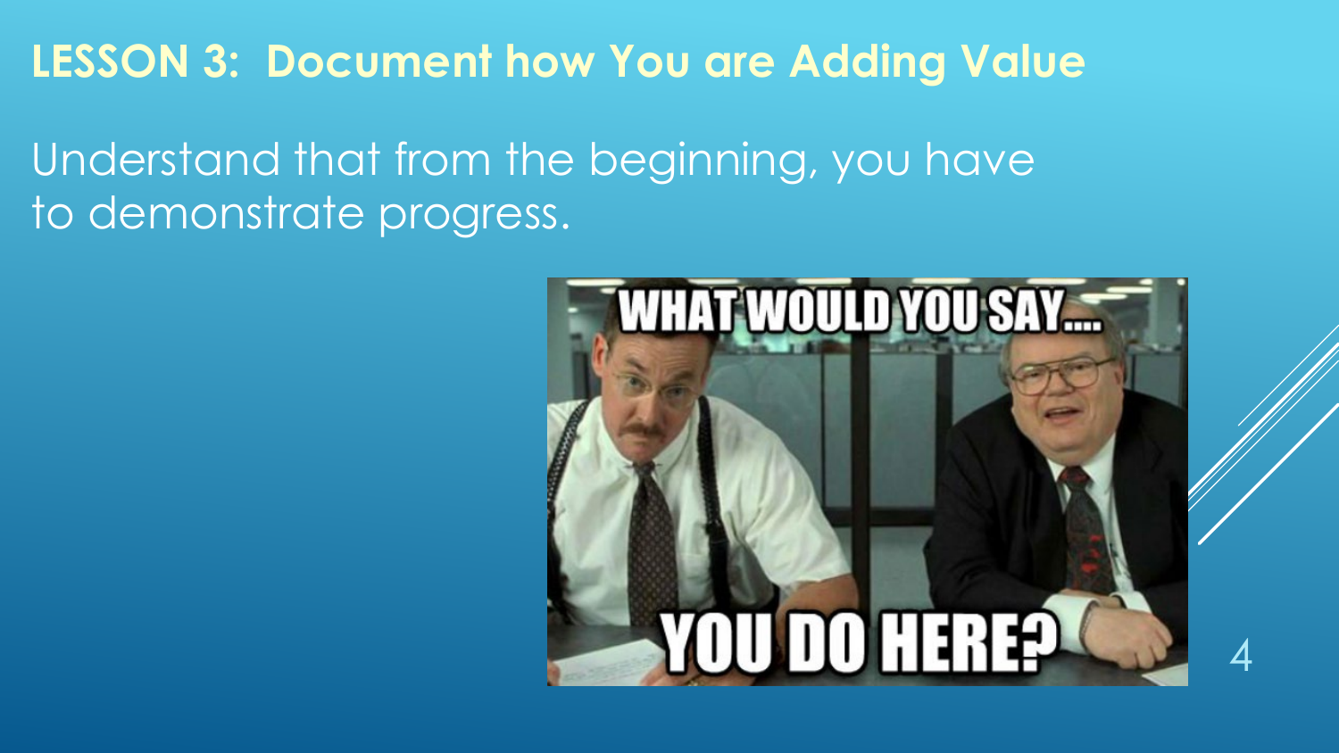# LESSON 3: Document how You are Adding Value

Understand that from the beginning, you have to demonstrate progress.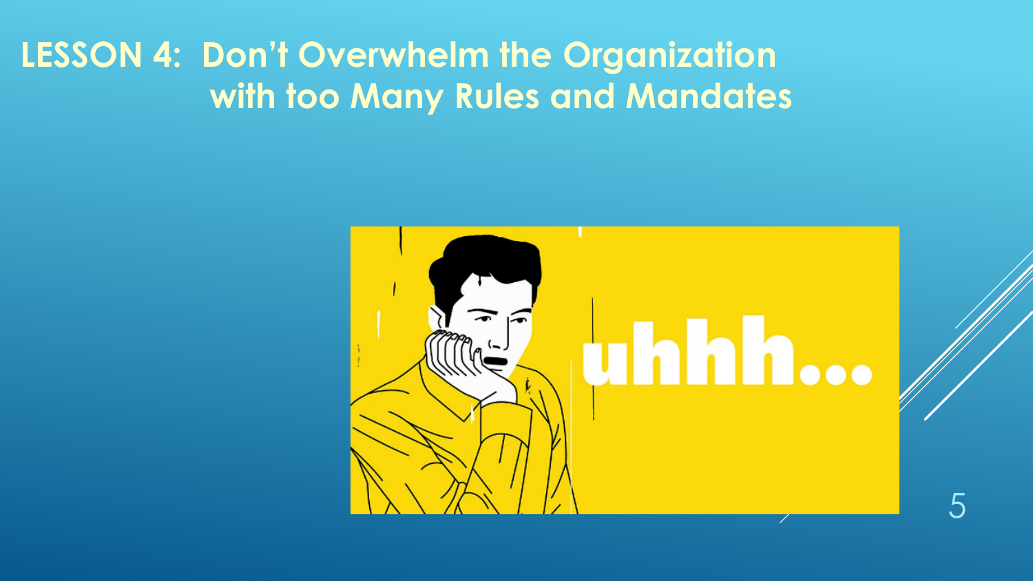# LESSON 4: Don't Overwhelm the Organization with too Many Rules and Mandates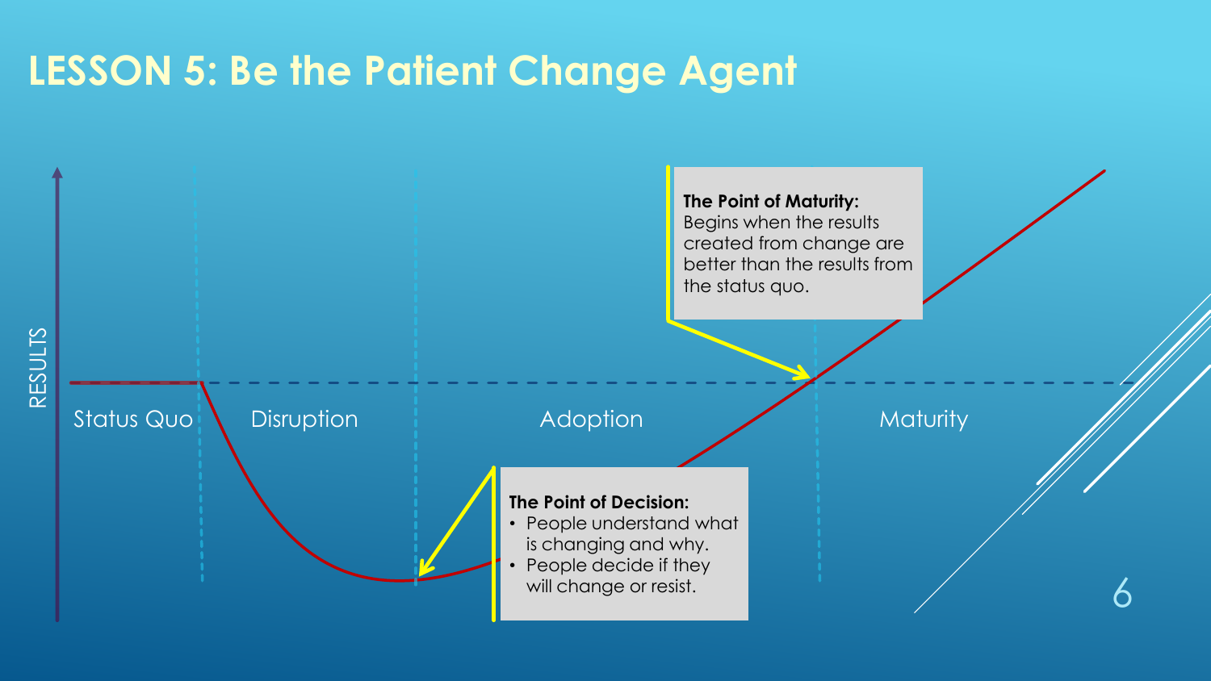# LESSON 5: Be the Patient Change Agent

RESULTS

Status Quo

Disruption

Adoption

Maturity

**The Point of Maturity:** Begins when the results created from change are better than the results from the status quo.

**The Point of Decision:**

- People understand what is changing and why.
- People decide if they will change or resist.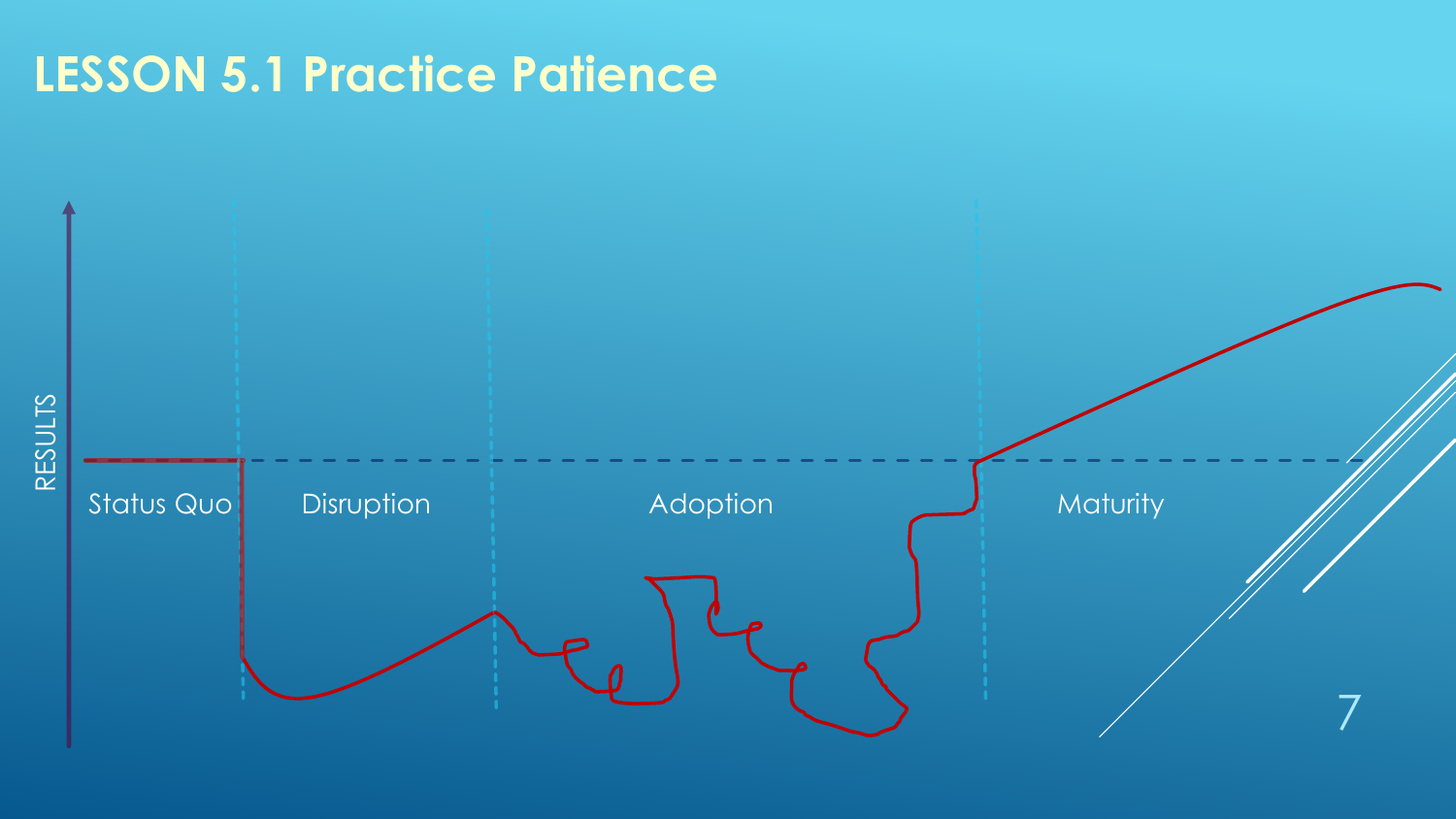# LESSON 5.1 Practice Patience

RESULTS

Status Quo

Disruption

Adoption

Maturity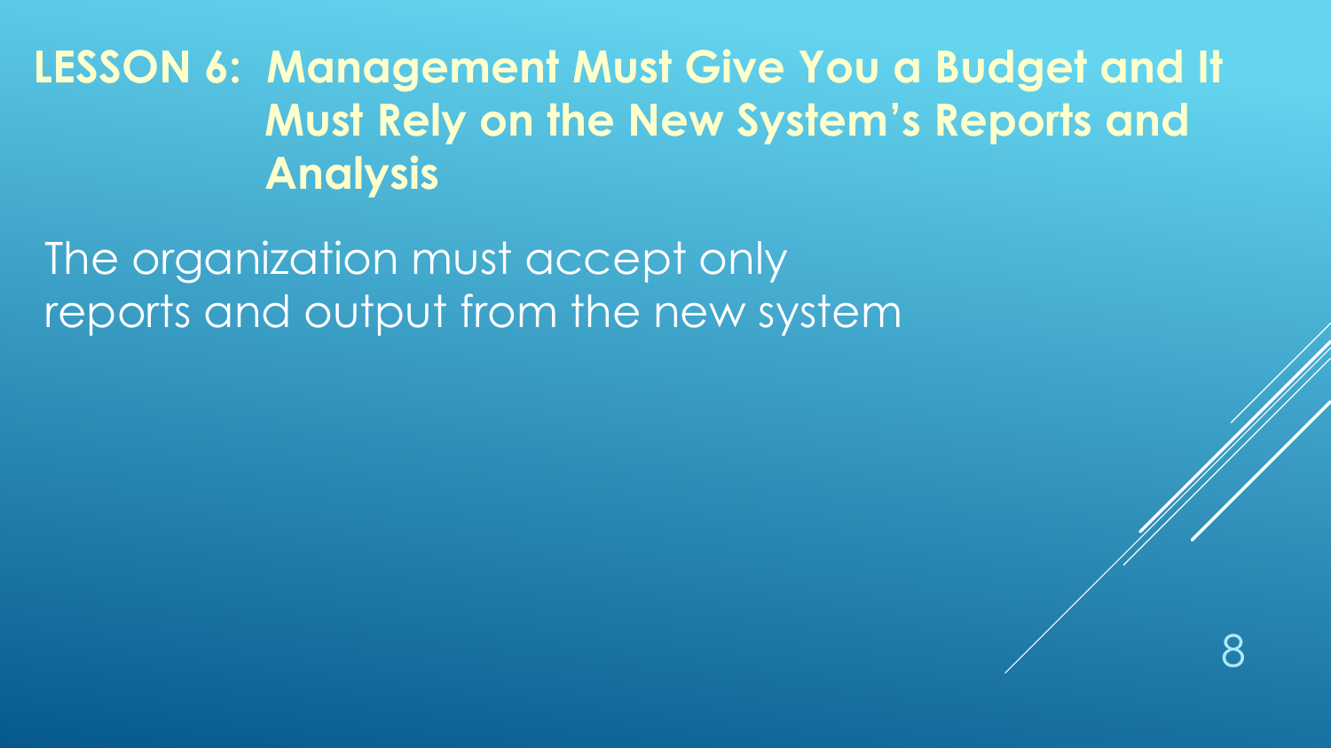## LESSON 6: Management Must Give You a Budget and It Must Rely on the New System's Reports and Analysis

The organization must accept only reports and output from the new system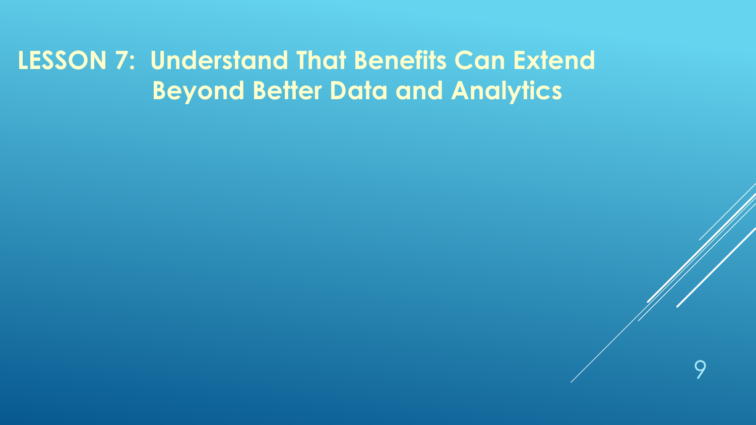# LESSON 7: Understand That Benefits Can Extend Beyond Better Data and Analytics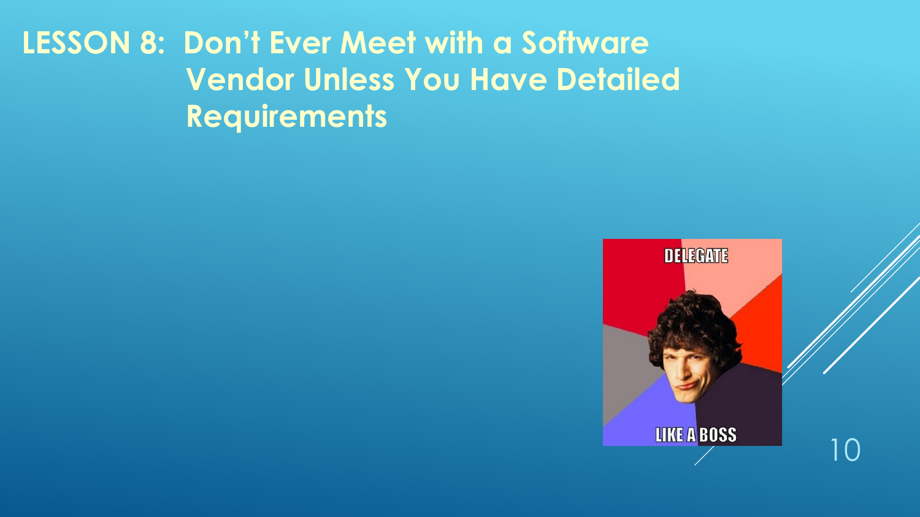# LESSON 8: Don't Ever Meet with a Software Vendor Unless You Have Detailed Requirements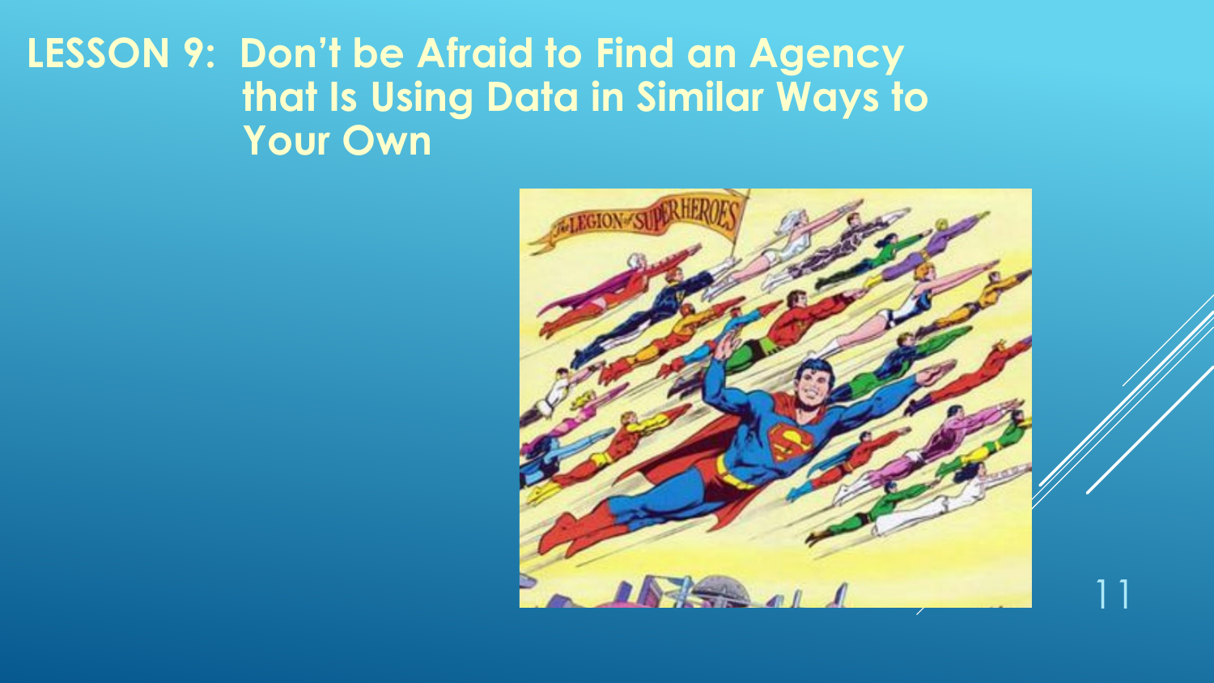# LESSON 9: Don't be Afraid to Find an Agency that Is Using Data in Similar Ways to Your Own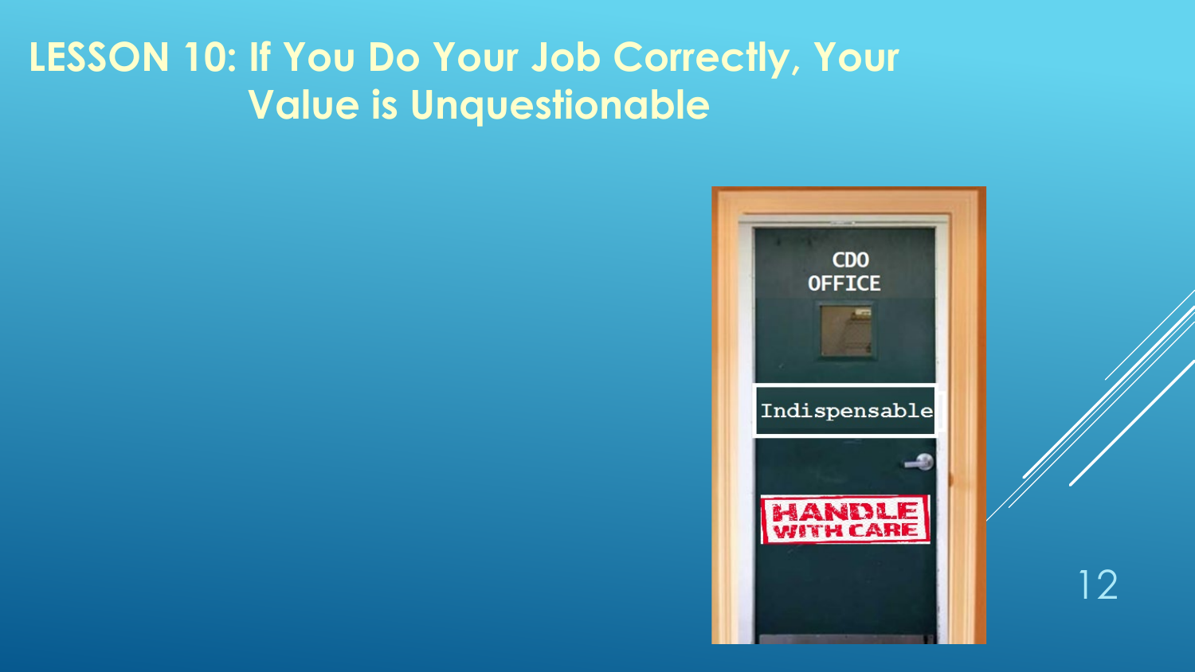# LESSON 10: If You Do Your Job Correctly, Your Value is Unquestionable

CDO OFFICE

Indispensable

HANDLE WITH CARE